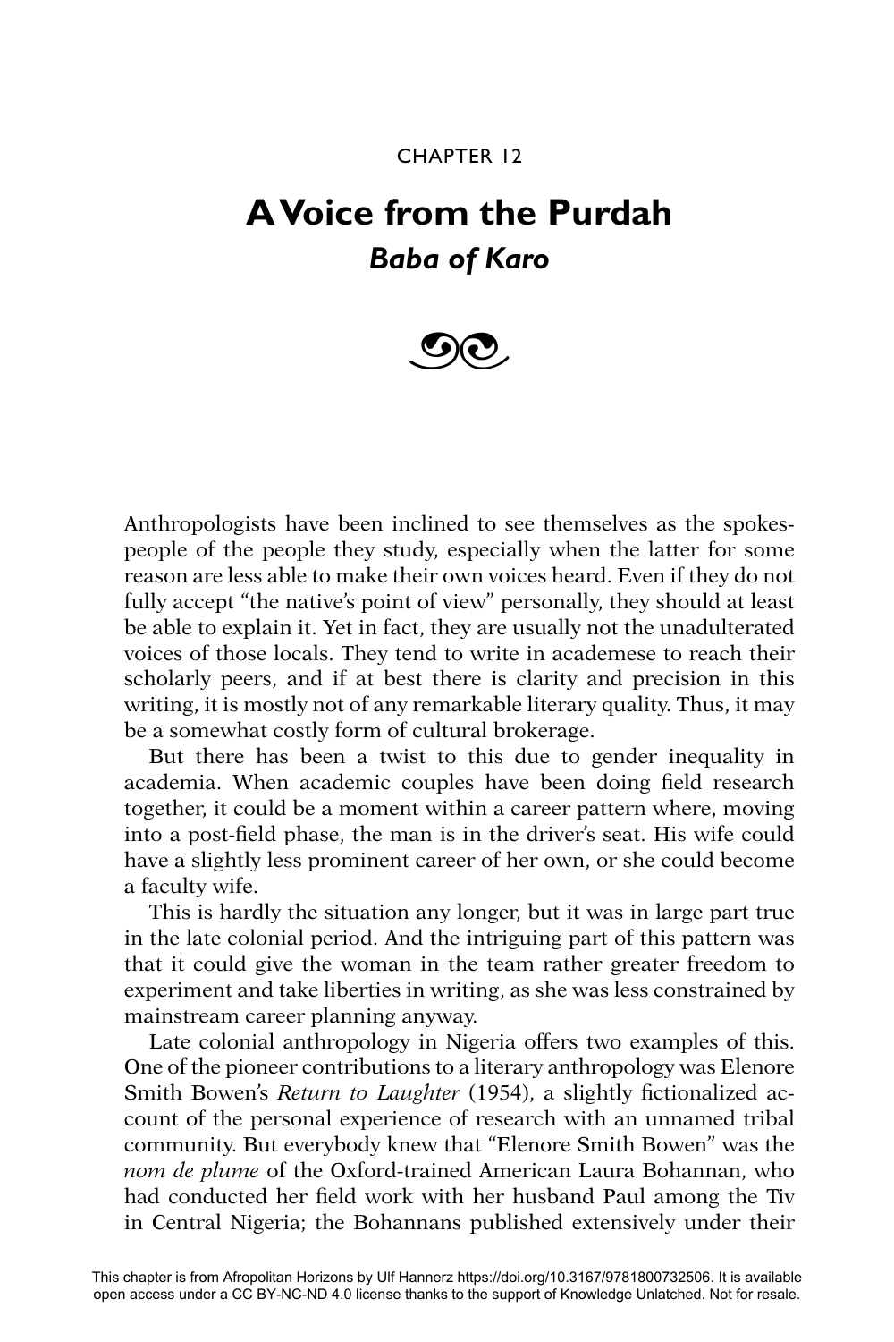CHAPTER 12

# A Voice from the Purdah

## *Baba of Karo*

Anthropologists have been inclined to see themselves as the spokespeople of the people they study, especially when the latter for some reason are less able to make their own voices heard. Even if they do not fully accept "the native's point of view" personally, they should at least be able to explain it. Yet in fact, they are usually not the unadulterated voices of those locals. They tend to write in academese to reach their scholarly peers, and if at best there is clarity and precision in this writing, it is mostly not of any remarkable literary quality. Thus, it may be a somewhat costly form of cultural brokerage.

But there has been a twist to this due to gender inequality in academia. When academic couples have been doing field research together, it could be a moment within a career pattern where, moving into a post-field phase, the man is in the driver's seat. His wife could have a slightly less prominent career of her own, or she could become a faculty wife.

This is hardly the situation any longer, but it was in large part true in the late colonial period. And the intriguing part of this pattern was that it could give the woman in the team rather greater freedom to experiment and take liberties in writing, as she was less constrained by mainstream career planning anyway.

Late colonial anthropology in Nigeria offers two examples of this. One of the pioneer contributions to a literary anthropology was Elenore Smith Bowen's *Return to Laughter* (1954), a slightly fictionalized account of the personal experience of research with an unnamed tribal community. But everybody knew that "Elenore Smith Bowen" was the *nom de plume* of the Oxford-trained American Laura Bohannan, who had conducted her field work with her husband Paul among the Tiv in Central Nigeria; the Bohannans published extensively under their

This chapter is from Afropolitan Horizons by Ulf Hannerz https://doi.org/10.3167/9781800732506. It is available open access under a CC BY-NC-ND 4.0 license thanks to the support of Knowledge Unlatched. Not for resale.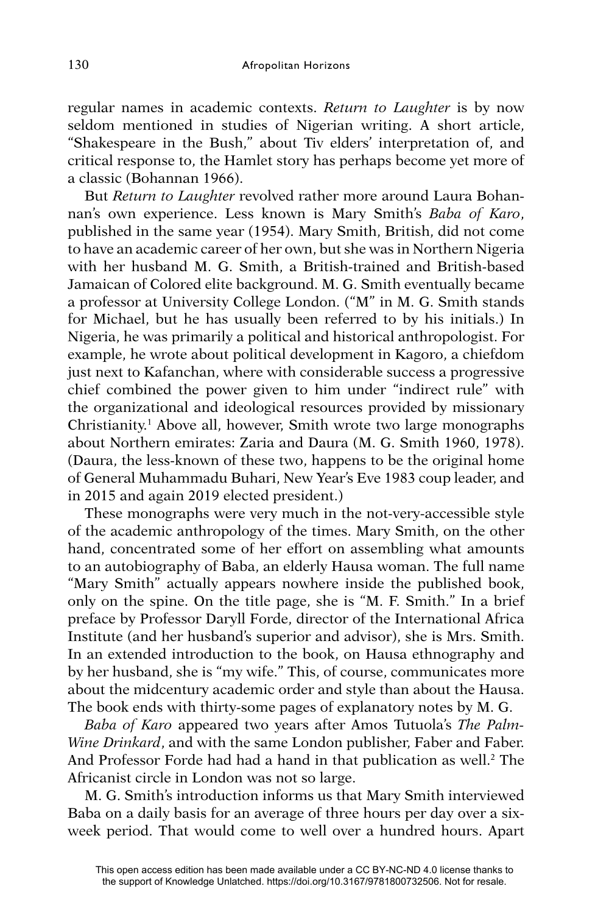regular names in academic contexts. *Return to Laughter* is by now seldom mentioned in studies of Nigerian writing. A short article, "Shakespeare in the Bush," about Tiv elders' interpretation of, and critical response to, the Hamlet story has perhaps become yet more of a classic (Bohannan 1966).

But *Return to Laughter* revolved rather more around Laura Bohannan's own experience. Less known is Mary Smith's *Baba of Karo*, published in the same year (1954). Mary Smith, British, did not come to have an academic career of her own, but she was in Northern Nigeria with her husband M. G. Smith, a British-trained and British-based Jamaican of Colored elite background. M. G. Smith eventually became a professor at University College London. ("M" in M. G. Smith stands for Michael, but he has usually been referred to by his initials.) In Nigeria, he was primarily a political and historical anthropologist. For example, he wrote about political development in Kagoro, a chiefdom just next to Kafanchan, where with considerable success a progressive chief combined the power given to him under "indirect rule" with the organizational and ideological resources provided by missionary Christianity.[1] Above all, however, Smith wrote two large monographs about Northern emirates: Zaria and Daura (M. G. Smith 1960, 1978). (Daura, the less-known of these two, happens to be the original home of General Muhammadu Buhari, New Year's Eve 1983 coup leader, and in 2015 and again 2019 elected president.)

These monographs were very much in the not-very-accessible style of the academic anthropology of the times. Mary Smith, on the other hand, concentrated some of her effort on assembling what amounts to an autobiography of Baba, an elderly Hausa woman. The full name "Mary Smith" actually appears nowhere inside the published book, only on the spine. On the title page, she is "M. F. Smith." In a brief preface by Professor Daryll Forde, director of the International Africa Institute (and her husband's superior and advisor), she is Mrs. Smith. In an extended introduction to the book, on Hausa ethnography and by her husband, she is "my wife." This, of course, communicates more about the midcentury academic order and style than about the Hausa. The book ends with thirty-some pages of explanatory notes by M. G.

*Baba of Karo* appeared two years after Amos Tutuola's *The Palm-Wine Drinkard*, and with the same London publisher, Faber and Faber. And Professor Forde had had a hand in that publication as well.[2] The Africanist circle in London was not so large.

M. G. Smith's introduction informs us that Mary Smith interviewed Baba on a daily basis for an average of three hours per day over a six-week period. That would come to well over a hundred hours. Apart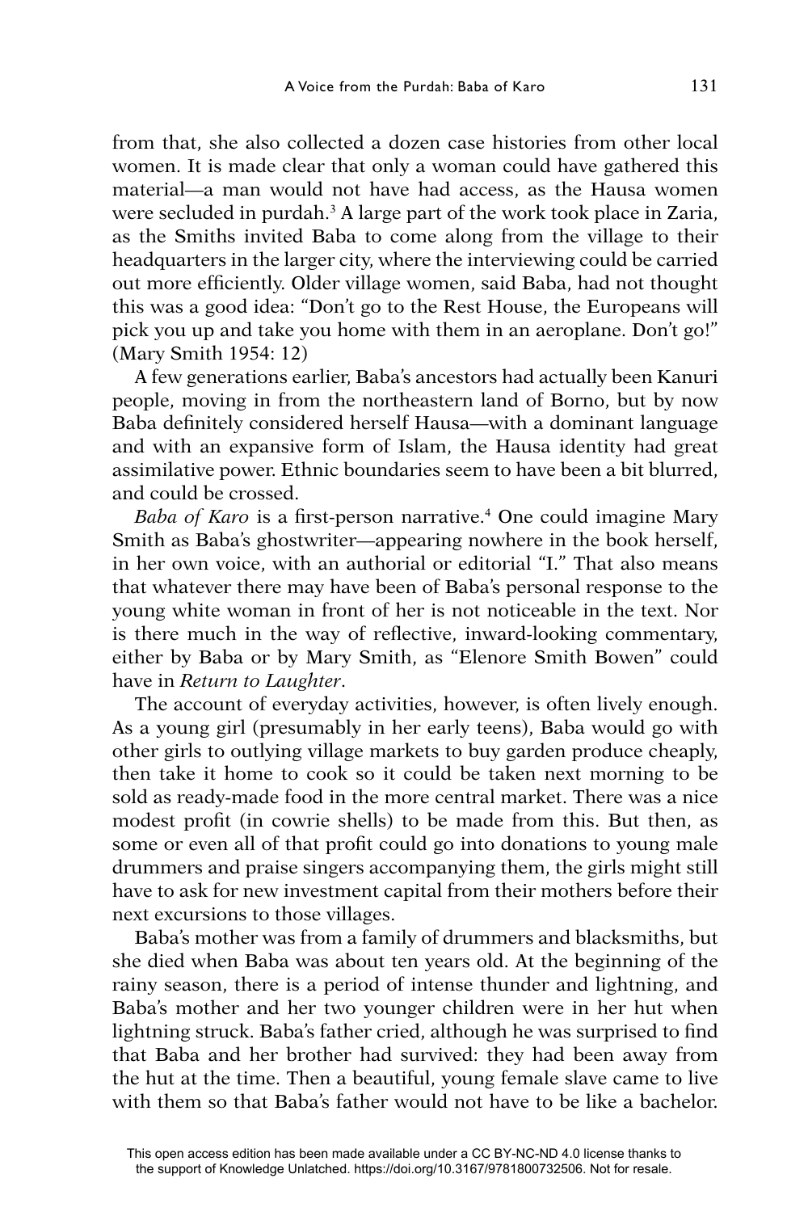from that, she also collected a dozen case histories from other local women. It is made clear that only a woman could have gathered this material—a man would not have had access, as the Hausa women were secluded in purdah.[3] A large part of the work took place in Zaria, as the Smiths invited Baba to come along from the village to their headquarters in the larger city, where the interviewing could be carried out more efficiently. Older village women, said Baba, had not thought this was a good idea: "Don't go to the Rest House, the Europeans will pick you up and take you home with them in an aeroplane. Don't go!" (Mary Smith 1954: 12)

A few generations earlier, Baba's ancestors had actually been Kanuri people, moving in from the northeastern land of Borno, but by now Baba definitely considered herself Hausa—with a dominant language and with an expansive form of Islam, the Hausa identity had great assimilative power. Ethnic boundaries seem to have been a bit blurred, and could be crossed.

*Baba of Karo* is a first-person narrative.[4] One could imagine Mary Smith as Baba's ghostwriter—appearing nowhere in the book herself, in her own voice, with an authorial or editorial "I." That also means that whatever there may have been of Baba's personal response to the young white woman in front of her is not noticeable in the text. Nor is there much in the way of reflective, inward-looking commentary, either by Baba or by Mary Smith, as "Elenore Smith Bowen" could have in *Return to Laughter*.

The account of everyday activities, however, is often lively enough. As a young girl (presumably in her early teens), Baba would go with other girls to outlying village markets to buy garden produce cheaply, then take it home to cook so it could be taken next morning to be sold as ready-made food in the more central market. There was a nice modest profit (in cowrie shells) to be made from this. But then, as some or even all of that profit could go into donations to young male drummers and praise singers accompanying them, the girls might still have to ask for new investment capital from their mothers before their next excursions to those villages.

Baba's mother was from a family of drummers and blacksmiths, but she died when Baba was about ten years old. At the beginning of the rainy season, there is a period of intense thunder and lightning, and Baba's mother and her two younger children were in her hut when lightning struck. Baba's father cried, although he was surprised to find that Baba and her brother had survived: they had been away from the hut at the time. Then a beautiful, young female slave came to live with them so that Baba's father would not have to be like a bachelor.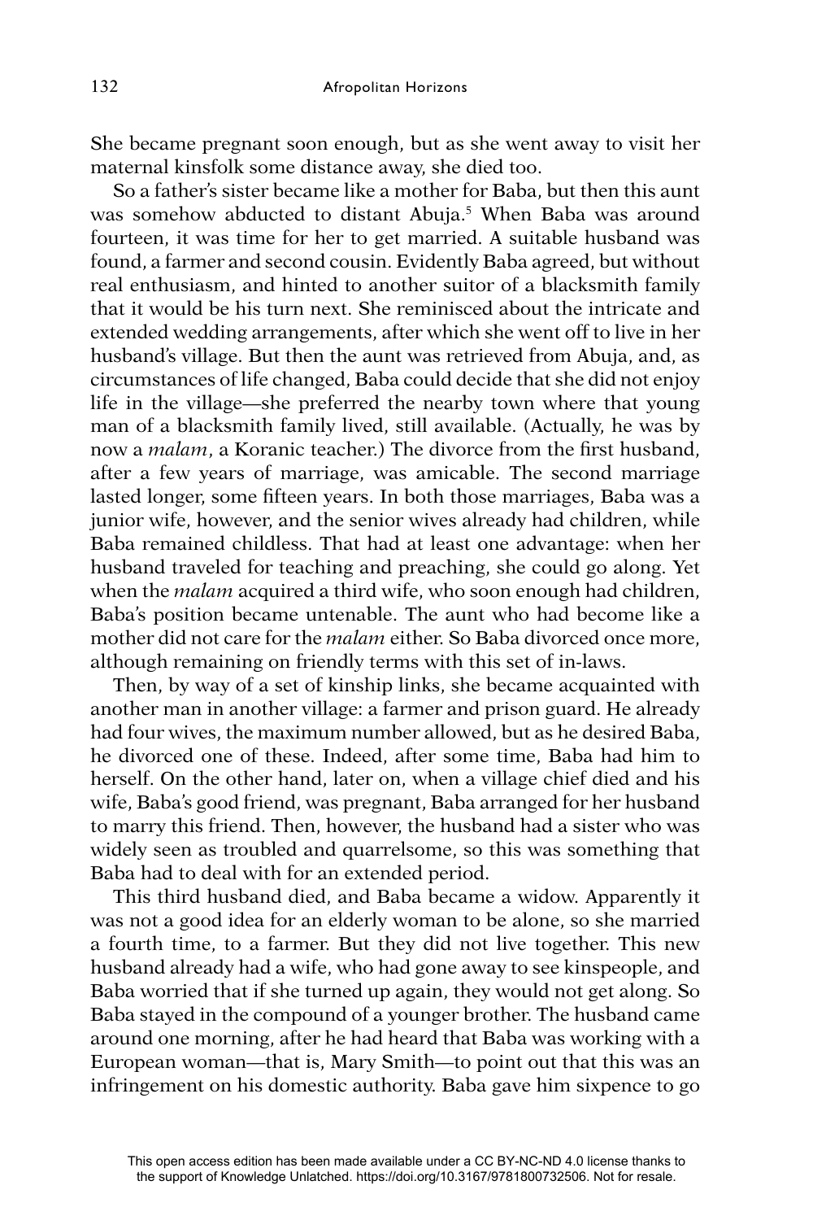She became pregnant soon enough, but as she went away to visit her maternal kinsfolk some distance away, she died too.

So a father's sister became like a mother for Baba, but then this aunt was somehow abducted to distant Abuja.[5] When Baba was around fourteen, it was time for her to get married. A suitable husband was found, a farmer and second cousin. Evidently Baba agreed, but without real enthusiasm, and hinted to another suitor of a blacksmith family that it would be his turn next. She reminisced about the intricate and extended wedding arrangements, after which she went off to live in her husband's village. But then the aunt was retrieved from Abuja, and, as circumstances of life changed, Baba could decide that she did not enjoy life in the village—she preferred the nearby town where that young man of a blacksmith family lived, still available. (Actually, he was by now a *malam*, a Koranic teacher.) The divorce from the first husband, after a few years of marriage, was amicable. The second marriage lasted longer, some fifteen years. In both those marriages, Baba was a junior wife, however, and the senior wives already had children, while Baba remained childless. That had at least one advantage: when her husband traveled for teaching and preaching, she could go along. Yet when the *malam* acquired a third wife, who soon enough had children, Baba's position became untenable. The aunt who had become like a mother did not care for the *malam* either. So Baba divorced once more, although remaining on friendly terms with this set of in-laws.

Then, by way of a set of kinship links, she became acquainted with another man in another village: a farmer and prison guard. He already had four wives, the maximum number allowed, but as he desired Baba, he divorced one of these. Indeed, after some time, Baba had him to herself. On the other hand, later on, when a village chief died and his wife, Baba's good friend, was pregnant, Baba arranged for her husband to marry this friend. Then, however, the husband had a sister who was widely seen as troubled and quarrelsome, so this was something that Baba had to deal with for an extended period.

This third husband died, and Baba became a widow. Apparently it was not a good idea for an elderly woman to be alone, so she married a fourth time, to a farmer. But they did not live together. This new husband already had a wife, who had gone away to see kinspeople, and Baba worried that if she turned up again, they would not get along. So Baba stayed in the compound of a younger brother. The husband came around one morning, after he had heard that Baba was working with a European woman—that is, Mary Smith—to point out that this was an infringement on his domestic authority. Baba gave him sixpence to go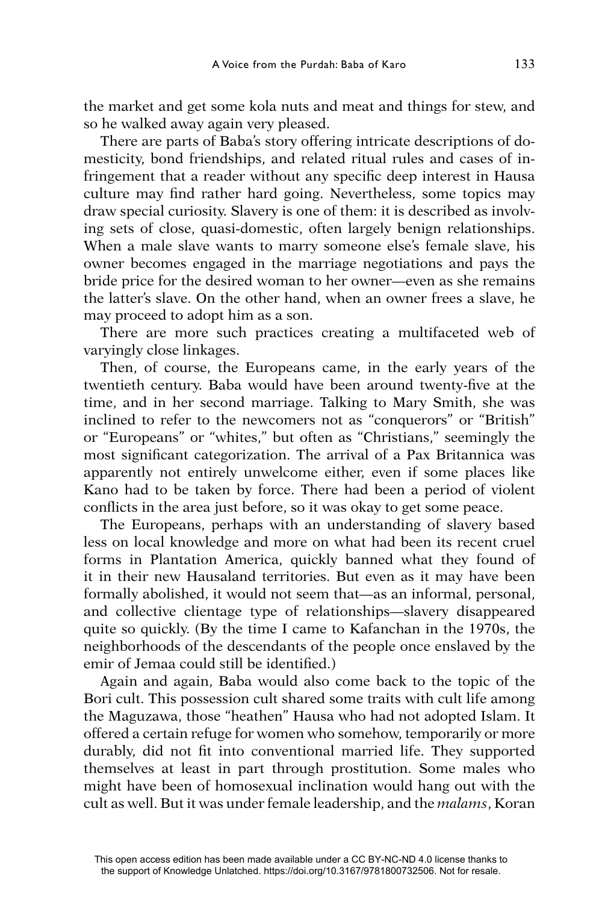the market and get some kola nuts and meat and things for stew, and so he walked away again very pleased.

There are parts of Baba's story offering intricate descriptions of domesticity, bond friendships, and related ritual rules and cases of infringement that a reader without any specific deep interest in Hausa culture may find rather hard going. Nevertheless, some topics may draw special curiosity. Slavery is one of them: it is described as involving sets of close, quasi-domestic, often largely benign relationships. When a male slave wants to marry someone else's female slave, his owner becomes engaged in the marriage negotiations and pays the bride price for the desired woman to her owner—even as she remains the latter's slave. On the other hand, when an owner frees a slave, he may proceed to adopt him as a son.

There are more such practices creating a multifaceted web of varyingly close linkages.

Then, of course, the Europeans came, in the early years of the twentieth century. Baba would have been around twenty-five at the time, and in her second marriage. Talking to Mary Smith, she was inclined to refer to the newcomers not as "conquerors" or "British" or "Europeans" or "whites," but often as "Christians," seemingly the most significant categorization. The arrival of a Pax Britannica was apparently not entirely unwelcome either, even if some places like Kano had to be taken by force. There had been a period of violent conflicts in the area just before, so it was okay to get some peace.

The Europeans, perhaps with an understanding of slavery based less on local knowledge and more on what had been its recent cruel forms in Plantation America, quickly banned what they found of it in their new Hausaland territories. But even as it may have been formally abolished, it would not seem that—as an informal, personal, and collective clientage type of relationships—slavery disappeared quite so quickly. (By the time I came to Kafanchan in the 1970s, the neighborhoods of the descendants of the people once enslaved by the emir of Jemaa could still be identified.)

Again and again, Baba would also come back to the topic of the Bori cult. This possession cult shared some traits with cult life among the Maguzawa, those "heathen" Hausa who had not adopted Islam. It offered a certain refuge for women who somehow, temporarily or more durably, did not fit into conventional married life. They supported themselves at least in part through prostitution. Some males who might have been of homosexual inclination would hang out with the cult as well. But it was under female leadership, and the *malams*, Koran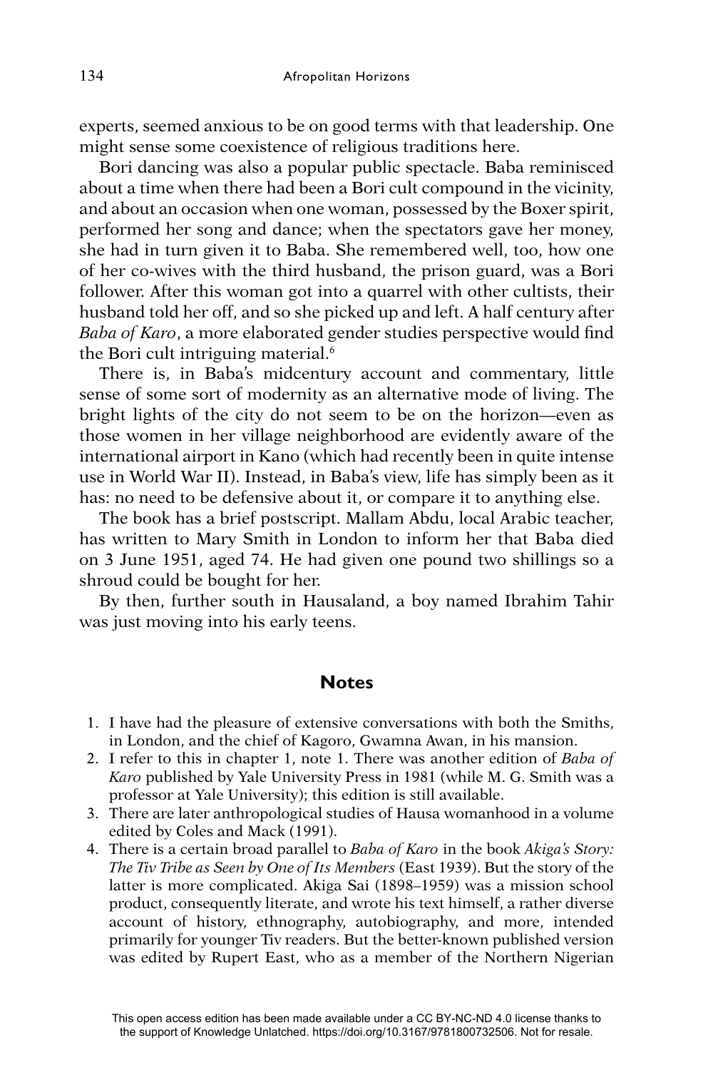experts, seemed anxious to be on good terms with that leadership. One might sense some coexistence of religious traditions here.

Bori dancing was also a popular public spectacle. Baba reminisced about a time when there had been a Bori cult compound in the vicinity, and about an occasion when one woman, possessed by the Boxer spirit, performed her song and dance; when the spectators gave her money, she had in turn given it to Baba. She remembered well, too, how one of her co-wives with the third husband, the prison guard, was a Bori follower. After this woman got into a quarrel with other cultists, their husband told her off, and so she picked up and left. A half century after *Baba of Karo*, a more elaborated gender studies perspective would find the Bori cult intriguing material.[6]

There is, in Baba's midcentury account and commentary, little sense of some sort of modernity as an alternative mode of living. The bright lights of the city do not seem to be on the horizon—even as those women in her village neighborhood are evidently aware of the international airport in Kano (which had recently been in quite intense use in World War II). Instead, in Baba's view, life has simply been as it has: no need to be defensive about it, or compare it to anything else.

The book has a brief postscript. Mallam Abdu, local Arabic teacher, has written to Mary Smith in London to inform her that Baba died on 3 June 1951, aged 74. He had given one pound two shillings so a shroud could be bought for her.

By then, further south in Hausaland, a boy named Ibrahim Tahir was just moving into his early teens.

## Notes

1. I have had the pleasure of extensive conversations with both the Smiths, in London, and the chief of Kagoro, Gwamna Awan, in his mansion.
2. I refer to this in chapter 1, note 1. There was another edition of *Baba of Karo* published by Yale University Press in 1981 (while M. G. Smith was a professor at Yale University); this edition is still available.
3. There are later anthropological studies of Hausa womanhood in a volume edited by Coles and Mack (1991).
4. There is a certain broad parallel to *Baba of Karo* in the book *Akiga's Story: The Tiv Tribe as Seen by One of Its Members* (East 1939). But the story of the latter is more complicated. Akiga Sai (1898–1959) was a mission school product, consequently literate, and wrote his text himself, a rather diverse account of history, ethnography, autobiography, and more, intended primarily for younger Tiv readers. But the better-known published version was edited by Rupert East, who as a member of the Northern Nigerian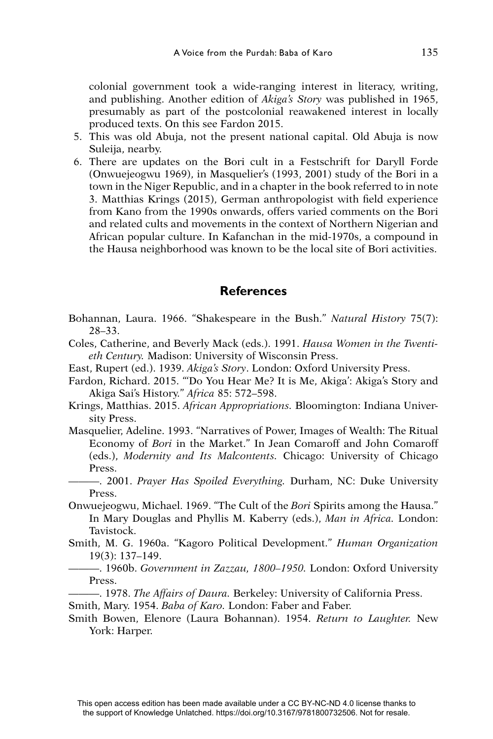colonial government took a wide-ranging interest in literacy, writing, and publishing. Another edition of *Akiga's Story* was published in 1965, presumably as part of the postcolonial reawakened interest in locally produced texts. On this see Fardon 2015.

5. This was old Abuja, not the present national capital. Old Abuja is now Suleija, nearby.
6. There are updates on the Bori cult in a Festschrift for Daryll Forde (Onwuejeogwu 1969), in Masquelier's (1993, 2001) study of the Bori in a town in the Niger Republic, and in a chapter in the book referred to in note 3. Matthias Krings (2015), German anthropologist with field experience from Kano from the 1990s onwards, offers varied comments on the Bori and related cults and movements in the context of Northern Nigerian and African popular culture. In Kafanchan in the mid-1970s, a compound in the Hausa neighborhood was known to be the local site of Bori activities.

## References

Bohannan, Laura. 1966. "Shakespeare in the Bush." *Natural History* 75(7): 28–33.

Coles, Catherine, and Beverly Mack (eds.). 1991. *Hausa Women in the Twentieth Century.* Madison: University of Wisconsin Press.

East, Rupert (ed.). 1939. *Akiga's Story*. London: Oxford University Press.

Fardon, Richard. 2015. "'Do You Hear Me? It is Me, Akiga': Akiga's Story and Akiga Sai's History." *Africa* 85: 572–598.

Krings, Matthias. 2015. *African Appropriations.* Bloomington: Indiana University Press.

Masquelier, Adeline. 1993. "Narratives of Power, Images of Wealth: The Ritual Economy of *Bori* in the Market." In Jean Comaroff and John Comaroff (eds.), *Modernity and Its Malcontents.* Chicago: University of Chicago Press.

———. 2001. *Prayer Has Spoiled Everything.* Durham, NC: Duke University Press.

Onwuejeogwu, Michael. 1969. "The Cult of the *Bori* Spirits among the Hausa." In Mary Douglas and Phyllis M. Kaberry (eds.), *Man in Africa.* London: Tavistock.

Smith, M. G. 1960a. "Kagoro Political Development." *Human Organization* 19(3): 137–149.

———. 1960b. *Government in Zazzau, 1800–1950.* London: Oxford University Press.

———. 1978. *The Affairs of Daura.* Berkeley: University of California Press.

Smith, Mary. 1954. *Baba of Karo.* London: Faber and Faber.

Smith Bowen, Elenore (Laura Bohannan). 1954. *Return to Laughter.* New York: Harper.

This open access edition has been made available under a CC BY-NC-ND 4.0 license thanks to the support of Knowledge Unlatched. https://doi.org/10.3167/9781800732506. Not for resale.